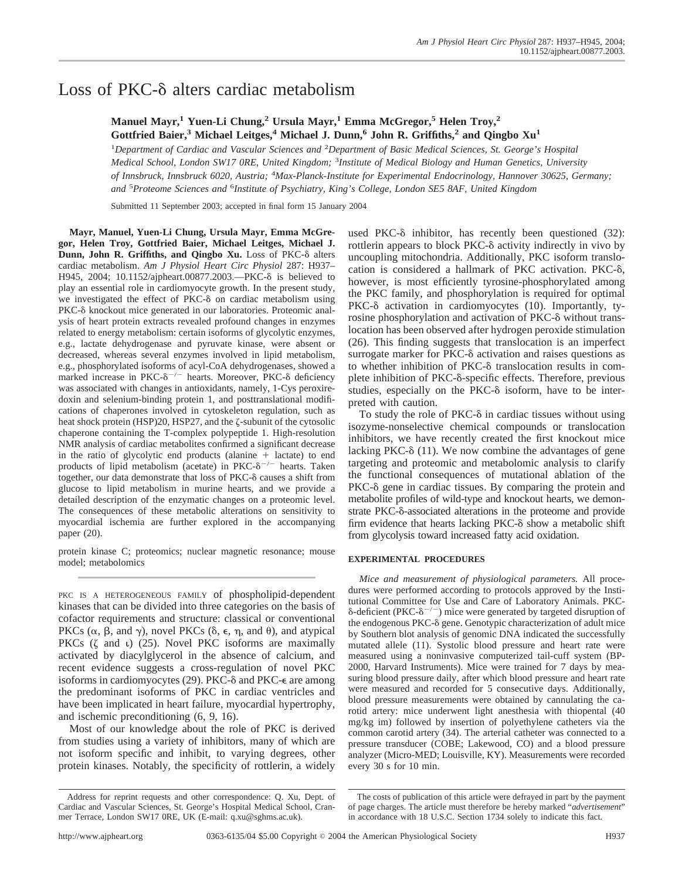// Loss of PKC-δ alters cardiac metabolism

**Manuel Mayr,[1] Yuen-Li Chung,[2] Ursula Mayr,[1] Emma McGregor,[5] Helen Troy,[2] Gottfried Baier,[3] Michael Leitges,[4] Michael J. Dunn,[6] John R. Griffiths,[2] and Qingbo Xu[1]**

[1]*Department of Cardiac and Vascular Sciences and* [2]*Department of Basic Medical Sciences, St. George's Hospital Medical School, London SW17 0RE, United Kingdom;* [3]*Institute of Medical Biology and Human Genetics, University of Innsbruck, Innsbruck 6020, Austria;* [4]*Max-Planck-Institute for Experimental Endocrinology, Hannover 30625, Germany; and* [5]*Proteome Sciences and* [6]*Institute of Psychiatry, King's College, London SE5 8AF, United Kingdom*

Submitted 11 September 2003; accepted in final form 15 January 2004

**Mayr, Manuel, Yuen-Li Chung, Ursula Mayr, Emma McGregor, Helen Troy, Gottfried Baier, Michael Leitges, Michael J. Dunn, John R. Griffiths, and Qingbo Xu.** Loss of PKC-δ alters cardiac metabolism. *Am J Physiol Heart Circ Physiol* 287: H937–H945, 2004; 10.1152/ajpheart.00877.2003.—PKC-δ is believed to play an essential role in cardiomyocyte growth. In the present study, we investigated the effect of PKC-δ on cardiac metabolism using PKC-δ knockout mice generated in our laboratories. Proteomic analysis of heart protein extracts revealed profound changes in enzymes related to energy metabolism: certain isoforms of glycolytic enzymes, e.g., lactate dehydrogenase and pyruvate kinase, were absent or decreased, whereas several enzymes involved in lipid metabolism, e.g., phosphorylated isoforms of acyl-CoA dehydrogenases, showed a marked increase in PKC-$\delta^{-/-}$ hearts. Moreover, PKC-δ deficiency was associated with changes in antioxidants, namely, 1-Cys peroxiredoxin and selenium-binding protein 1, and posttranslational modifications of chaperones involved in cytoskeleton regulation, such as heat shock protein (HSP)20, HSP27, and the ζ-subunit of the cytosolic chaperone containing the T-complex polypeptide 1. High-resolution NMR analysis of cardiac metabolites confirmed a significant decrease in the ratio of glycolytic end products (alanine + lactate) to end products of lipid metabolism (acetate) in PKC-$\delta^{-/-}$ hearts. Taken together, our data demonstrate that loss of PKC-δ causes a shift from glucose to lipid metabolism in murine hearts, and we provide a detailed description of the enzymatic changes on a proteomic level. The consequences of these metabolic alterations on sensitivity to myocardial ischemia are further explored in the accompanying paper (20).

protein kinase C; proteomics; nuclear magnetic resonance; mouse model; metabolomics

---

PKC IS A HETEROGENEOUS FAMILY of phospholipid-dependent kinases that can be divided into three categories on the basis of cofactor requirements and structure: classical or conventional PKCs (α, β, and γ), novel PKCs (δ, ϵ, η, and θ), and atypical PKCs (ζ and ι) (25). Novel PKC isoforms are maximally activated by diacylglycerol in the absence of calcium, and recent evidence suggests a cross-regulation of novel PKC isoforms in cardiomyocytes (29). PKC-δ and PKC-ϵ are among the predominant isoforms of PKC in cardiac ventricles and have been implicated in heart failure, myocardial hypertrophy, and ischemic preconditioning (6, 9, 16).

Most of our knowledge about the role of PKC is derived from studies using a variety of inhibitors, many of which are not isoform specific and inhibit, to varying degrees, other protein kinases. Notably, the specificity of rottlerin, a widely used PKC-δ inhibitor, has recently been questioned (32): rottlerin appears to block PKC-δ activity indirectly in vivo by uncoupling mitochondria. Additionally, PKC isoform translocation is considered a hallmark of PKC activation. PKC-δ, however, is most efficiently tyrosine-phosphorylated among the PKC family, and phosphorylation is required for optimal PKC-δ activation in cardiomyocytes (10). Importantly, tyrosine phosphorylation and activation of PKC-δ without translocation has been observed after hydrogen peroxide stimulation (26). This finding suggests that translocation is an imperfect surrogate marker for PKC-δ activation and raises questions as to whether inhibition of PKC-δ translocation results in complete inhibition of PKC-δ-specific effects. Therefore, previous studies, especially on the PKC-δ isoform, have to be interpreted with caution.

To study the role of PKC-δ in cardiac tissues without using isozyme-nonselective chemical compounds or translocation inhibitors, we have recently created the first knockout mice lacking PKC-δ (11). We now combine the advantages of gene targeting and proteomic and metabolomic analysis to clarify the functional consequences of mutational ablation of the PKC-δ gene in cardiac tissues. By comparing the protein and metabolite profiles of wild-type and knockout hearts, we demonstrate PKC-δ-associated alterations in the proteome and provide firm evidence that hearts lacking PKC-δ show a metabolic shift from glycolysis toward increased fatty acid oxidation.

## EXPERIMENTAL PROCEDURES

*Mice and measurement of physiological parameters.* All procedures were performed according to protocols approved by the Institutional Committee for Use and Care of Laboratory Animals. PKC-δ-deficient (PKC-$\delta^{-/-}$) mice were generated by targeted disruption of the endogenous PKC-δ gene. Genotypic characterization of adult mice by Southern blot analysis of genomic DNA indicated the successfully mutated allele (11). Systolic blood pressure and heart rate were measured using a noninvasive computerized tail-cuff system (BP-2000, Harvard Instruments). Mice were trained for 7 days by measuring blood pressure daily, after which blood pressure and heart rate were measured and recorded for 5 consecutive days. Additionally, blood pressure measurements were obtained by cannulating the carotid artery: mice underwent light anesthesia with thiopental (40 mg/kg im) followed by insertion of polyethylene catheters via the common carotid artery (34). The arterial catheter was connected to a pressure transducer (COBE; Lakewood, CO) and a blood pressure analyzer (Micro-MED; Louisville, KY). Measurements were recorded every 30 s for 10 min.

Address for reprint requests and other correspondence: Q. Xu, Dept. of Cardiac and Vascular Sciences, St. George's Hospital Medical School, Cranmer Terrace, London SW17 0RE, UK (E-mail: q.xu@sghms.ac.uk).

The costs of publication of this article were defrayed in part by the payment of page charges. The article must therefore be hereby marked "*advertisement*" in accordance with 18 U.S.C. Section 1734 solely to indicate this fact.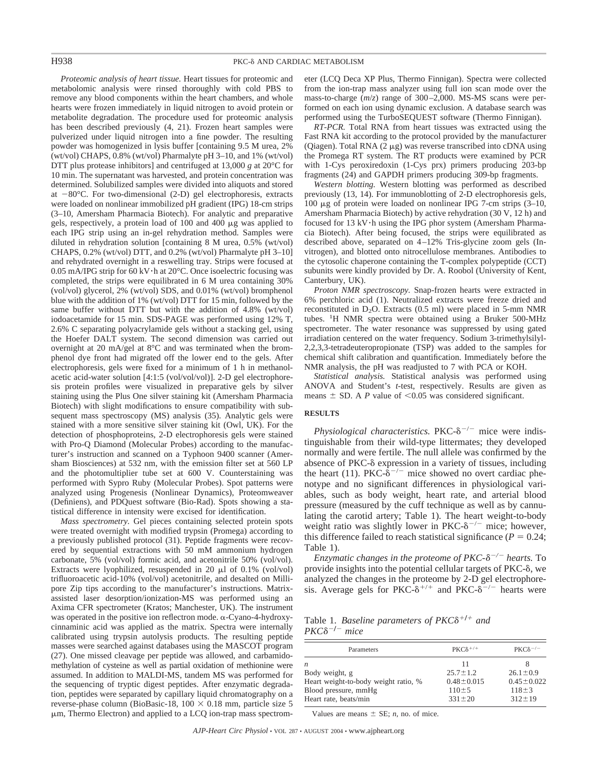*Proteomic analysis of heart tissue.* Heart tissues for proteomic and metabolomic analysis were rinsed thoroughly with cold PBS to remove any blood components within the heart chambers, and whole hearts were frozen immediately in liquid nitrogen to avoid protein or metabolite degradation. The procedure used for proteomic analysis has been described previously (4, 21). Frozen heart samples were pulverized under liquid nitrogen into a fine powder. The resulting powder was homogenized in lysis buffer [containing 9.5 M urea, 2% (wt/vol) CHAPS, 0.8% (wt/vol) Pharmalyte pH 3–10, and 1% (wt/vol) DTT plus protease inhibitors] and centrifuged at 13,000 *g* at 20°C for 10 min. The supernatant was harvested, and protein concentration was determined. Solubilized samples were divided into aliquots and stored at −80°C. For two-dimensional (2-D) gel electrophoresis, extracts were loaded on nonlinear immobilized pH gradient (IPG) 18-cm strips (3–10, Amersham Pharmacia Biotech). For analytic and preparative gels, respectively, a protein load of 100 and 400 μg was applied to each IPG strip using an in-gel rehydration method. Samples were diluted in rehydration solution [containing 8 M urea, 0.5% (wt/vol) CHAPS, 0.2% (wt/vol) DTT, and 0.2% (wt/vol) Pharmalyte pH 3–10] and rehydrated overnight in a reswelling tray. Strips were focused at 0.05 mA/IPG strip for 60 kV·h at 20°C. Once isoelectric focusing was completed, the strips were equilibrated in 6 M urea containing 30% (vol/vol) glycerol, 2% (wt/vol) SDS, and 0.01% (wt/vol) bromphenol blue with the addition of 1% (wt/vol) DTT for 15 min, followed by the same buffer without DTT but with the addition of 4.8% (wt/vol) iodoacetamide for 15 min. SDS-PAGE was performed using 12% T, 2.6% C separating polyacrylamide gels without a stacking gel, using the Hoefer DALT system. The second dimension was carried out overnight at 20 mA/gel at 8°C and was terminated when the bromphenol dye front had migrated off the lower end to the gels. After electrophoresis, gels were fixed for a minimum of 1 h in methanol-acetic acid-water solution [4:1:5 (vol/vol/vol)]. 2-D gel electrophoresis protein profiles were visualized in preparative gels by silver staining using the Plus One silver staining kit (Amersham Pharmacia Biotech) with slight modifications to ensure compatibility with subsequent mass spectroscopy (MS) analysis (35). Analytic gels were stained with a more sensitive silver staining kit (Owl, UK). For the detection of phosphoproteins, 2-D electrophoresis gels were stained with Pro-Q Diamond (Molecular Probes) according to the manufacturer's instruction and scanned on a Typhoon 9400 scanner (Amersham Biosciences) at 532 nm, with the emission filter set at 560 LP and the photomultiplier tube set at 600 V. Counterstaining was performed with Sypro Ruby (Molecular Probes). Spot patterns were analyzed using Progenesis (Nonlinear Dynamics), Proteomweaver (Definiens), and PDQuest software (Bio-Rad). Spots showing a statistical difference in intensity were excised for identification.

*Mass spectrometry.* Gel pieces containing selected protein spots were treated overnight with modified trypsin (Promega) according to a previously published protocol (31). Peptide fragments were recovered by sequential extractions with 50 mM ammonium hydrogen carbonate, 5% (vol/vol) formic acid, and acetonitrile 50% (vol/vol). Extracts were lyophilized, resuspended in 20 μl of 0.1% (vol/vol) trifluoroacetic acid-10% (vol/vol) acetonitrile, and desalted on Millipore Zip tips according to the manufacturer's instructions. Matrix-assisted laser desorption/ionization-MS was performed using an Axima CFR spectrometer (Kratos; Manchester, UK). The instrument was operated in the positive ion reflectron mode. α-Cyano-4-hydroxycinnaminic acid was applied as the matrix. Spectra were internally calibrated using trypsin autolysis products. The resulting peptide masses were searched against databases using the MASCOT program (27). One missed cleavage per peptide was allowed, and carbamidomethylation of cysteine as well as partial oxidation of methionine were assumed. In addition to MALDI-MS, tandem MS was performed for the sequencing of tryptic digest peptides. After enzymatic degradation, peptides were separated by capillary liquid chromatography on a reverse-phase column (BioBasic-18, 100 × 0.18 mm, particle size 5 μm, Thermo Electron) and applied to a LCQ ion-trap mass spectrometer (LCQ Deca XP Plus, Thermo Finnigan). Spectra were collected from the ion-trap mass analyzer using full ion scan mode over the mass-to-charge (*m*/*z*) range of 300–2,000. MS-MS scans were performed on each ion using dynamic exclusion. A database search was performed using the TurboSEQUEST software (Thermo Finnigan).

*RT-PCR.* Total RNA from heart tissues was extracted using the Fast RNA kit according to the protocol provided by the manufacturer (Qiagen). Total RNA (2 μg) was reverse transcribed into cDNA using the Promega RT system. The RT products were examined by PCR with 1-Cys peroxiredoxin (1-Cys prx) primers producing 203-bp fragments (24) and GAPDH primers producing 309-bp fragments.

*Western blotting.* Western blotting was performed as described previously (13, 14). For immunoblotting of 2-D electrophoresis gels, 100 μg of protein were loaded on nonlinear IPG 7-cm strips (3–10, Amersham Pharmacia Biotech) by active rehydration (30 V, 12 h) and focused for 13 kV·h using the IPG phor system (Amersham Pharmacia Biotech). After being focused, the strips were equilibrated as described above, separated on 4–12% Tris-glycine zoom gels (Invitrogen), and blotted onto nitrocellulose membranes. Antibodies to the cytosolic chaperone containing the T-complex polypeptide (CCT) subunits were kindly provided by Dr. A. Roobol (University of Kent, Canterbury, UK).

*Proton NMR spectroscopy.* Snap-frozen hearts were extracted in 6% perchloric acid (1). Neutralized extracts were freeze dried and reconstituted in $D_2O$. Extracts (0.5 ml) were placed in 5-mm NMR tubes. $^1$H NMR spectra were obtained using a Bruker 500-MHz spectrometer. The water resonance was suppressed by using gated irradiation centered on the water frequency. Sodium 3-trimethylsilyl-2,2,3,3-tetradeuteropropionate (TSP) was added to the samples for chemical shift calibration and quantification. Immediately before the NMR analysis, the pH was readjusted to 7 with PCA or KOH.

*Statistical analysis.* Statistical analysis was performed using ANOVA and Student's *t*-test, respectively. Results are given as means ± SD. A *P* value of $<0.05$ was considered significant.

## RESULTS

*Physiological characteristics.* PKC-$\delta^{-/-}$ mice were indistinguishable from their wild-type littermates; they developed normally and were fertile. The null allele was confirmed by the absence of PKC-δ expression in a variety of tissues, including the heart (11). PKC-$\delta^{-/-}$ mice showed no overt cardiac phenotype and no significant differences in physiological variables, such as body weight, heart rate, and arterial blood pressure (measured by the cuff technique as well as by cannulating the carotid artery; Table 1). The heart weight-to-body weight ratio was slightly lower in PKC-$\delta^{-/-}$ mice; however, this difference failed to reach statistical significance ($P = 0.24$; Table 1).

*Enzymatic changes in the proteome of PKC-$\delta^{-/-}$ hearts.* To provide insights into the potential cellular targets of PKC-δ, we analyzed the changes in the proteome by 2-D gel electrophoresis. Average gels for PKC-$\delta^{+/+}$ and PKC-$\delta^{-/-}$ hearts were

Table 1. *Baseline parameters of PKC$\delta^{+/+}$ and PKC$\delta^{-/-}$ mice*

| Parameters | PKC$\delta^{+/+}$ | PKC$\delta^{-/-}$ |
|---|---|---|
| *n* | 11 | 8 |
| Body weight, g | 25.7±1.2 | 26.1±0.9 |
| Heart weight-to-body weight ratio, % | 0.48±0.015 | 0.45±0.022 |
| Blood pressure, mmHg | 110±5 | 118±3 |
| Heart rate, beats/min | 331±20 | 312±19 |

Values are means ± SE; *n*, no. of mice.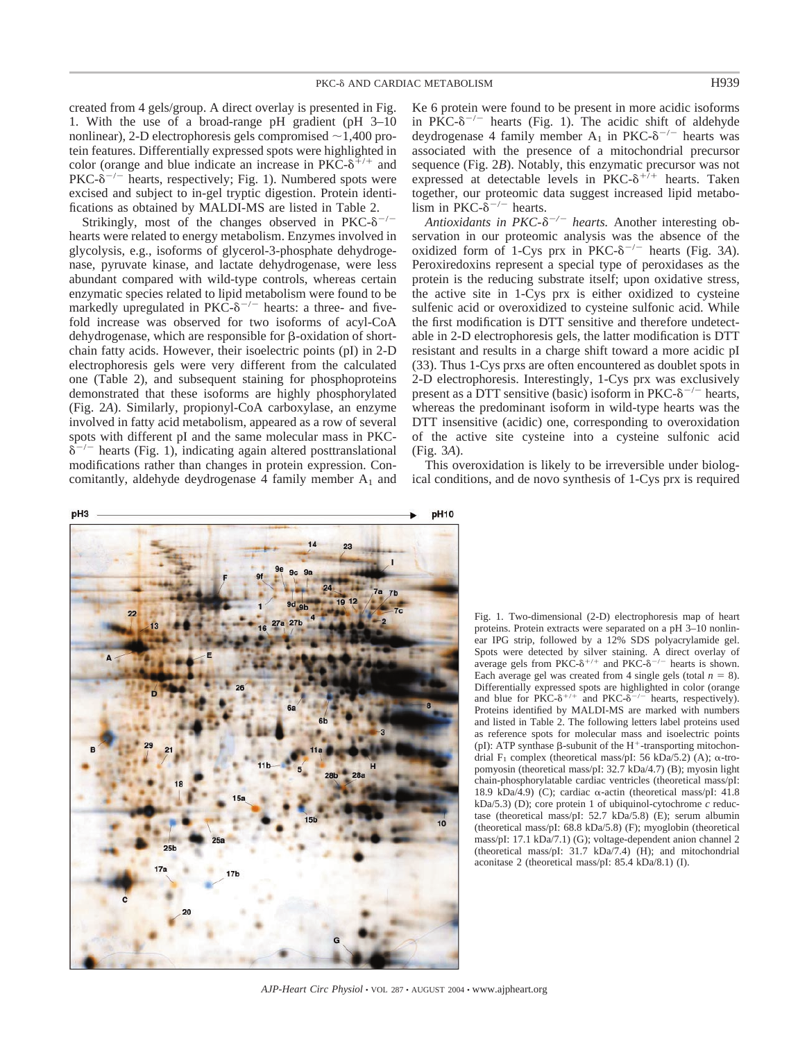created from 4 gels/group. A direct overlay is presented in Fig. 1. With the use of a broad-range pH gradient (pH 3–10 nonlinear), 2-D electrophoresis gels compromised ~1,400 protein features. Differentially expressed spots were highlighted in color (orange and blue indicate an increase in PKC-$\delta^{+/+}$ and PKC-$\delta^{-/-}$ hearts, respectively; Fig. 1). Numbered spots were excised and subject to in-gel tryptic digestion. Protein identifications as obtained by MALDI-MS are listed in Table 2.

Strikingly, most of the changes observed in PKC-$\delta^{-/-}$ hearts were related to energy metabolism. Enzymes involved in glycolysis, e.g., isoforms of glycerol-3-phosphate dehydrogenase, pyruvate kinase, and lactate dehydrogenase, were less abundant compared with wild-type controls, whereas certain enzymatic species related to lipid metabolism were found to be markedly upregulated in PKC-$\delta^{-/-}$ hearts: a three- and fivefold increase was observed for two isoforms of acyl-CoA dehydrogenase, which are responsible for β-oxidation of short-chain fatty acids. However, their isoelectric points (pI) in 2-D electrophoresis gels were very different from the calculated one (Table 2), and subsequent staining for phosphoproteins demonstrated that these isoforms are highly phosphorylated (Fig. 2*A*). Similarly, propionyl-CoA carboxylase, an enzyme involved in fatty acid metabolism, appeared as a row of several spots with different pI and the same molecular mass in PKC-$\delta^{-/-}$ hearts (Fig. 1), indicating again altered posttranslational modifications rather than changes in protein expression. Concomitantly, aldehyde deydrogenase 4 family member $A_1$ and Ke 6 protein were found to be present in more acidic isoforms in PKC-$\delta^{-/-}$ hearts (Fig. 1). The acidic shift of aldehyde deydrogenase 4 family member $A_1$ in PKC-$\delta^{-/-}$ hearts was associated with the presence of a mitochondrial precursor sequence (Fig. 2*B*). Notably, this enzymatic precursor was not expressed at detectable levels in PKC-$\delta^{+/+}$ hearts. Taken together, our proteomic data suggest increased lipid metabolism in PKC-$\delta^{-/-}$ hearts.

*Antioxidants in PKC-$\delta^{-/-}$ hearts.* Another interesting observation in our proteomic analysis was the absence of the oxidized form of 1-Cys prx in PKC-$\delta^{-/-}$ hearts (Fig. 3*A*). Peroxiredoxins represent a special type of peroxidases as the protein is the reducing substrate itself; upon oxidative stress, the active site in 1-Cys prx is either oxidized to cysteine sulfenic acid or overoxidized to cysteine sulfonic acid. While the first modification is DTT sensitive and therefore undetectable in 2-D electrophoresis gels, the latter modification is DTT resistant and results in a charge shift toward a more acidic pI (33). Thus 1-Cys prxs are often encountered as doublet spots in 2-D electrophoresis. Interestingly, 1-Cys prx was exclusively present as a DTT sensitive (basic) isoform in PKC-$\delta^{-/-}$ hearts, whereas the predominant isoform in wild-type hearts was the DTT insensitive (acidic) one, corresponding to overoxidation of the active site cysteine into a cysteine sulfonic acid (Fig. 3*A*).

This overoxidation is likely to be irreversible under biological conditions, and de novo synthesis of 1-Cys prx is required

Fig. 1. Two-dimensional (2-D) electrophoresis map of heart proteins. Protein extracts were separated on a pH 3–10 nonlinear IPG strip, followed by a 12% SDS polyacrylamide gel. Spots were detected by silver staining. A direct overlay of average gels from PKC-$\delta^{+/+}$ and PKC-$\delta^{-/-}$ hearts is shown. Each average gel was created from 4 single gels (total $n$ = 8). Differentially expressed spots are highlighted in color (orange and blue for PKC-$\delta^{+/+}$ and PKC-$\delta^{-/-}$ hearts, respectively). Proteins identified by MALDI-MS are marked with numbers and listed in Table 2. The following letters label proteins used as reference spots for molecular mass and isoelectric points (pI): ATP synthase β-subunit of the $H^+$-transporting mitochondrial $F_1$ complex (theoretical mass/pI: 56 kDa/5.2) (A); α-tropomyosin (theoretical mass/pI: 32.7 kDa/4.7) (B); myosin light chain-phosphorylatable cardiac ventricles (theoretical mass/pI: 18.9 kDa/4.9) (C); cardiac α-actin (theoretical mass/pI: 41.8 kDa/5.3) (D); core protein 1 of ubiquinol-cytochrome *c* reductase (theoretical mass/pI: 52.7 kDa/5.8) (E); serum albumin (theoretical mass/pI: 68.8 kDa/5.8) (F); myoglobin (theoretical mass/pI: 17.1 kDa/7.1) (G); voltage-dependent anion channel 2 (theoretical mass/pI: 31.7 kDa/7.4) (H); and mitochondrial aconitase 2 (theoretical mass/pI: 85.4 kDa/8.1) (I).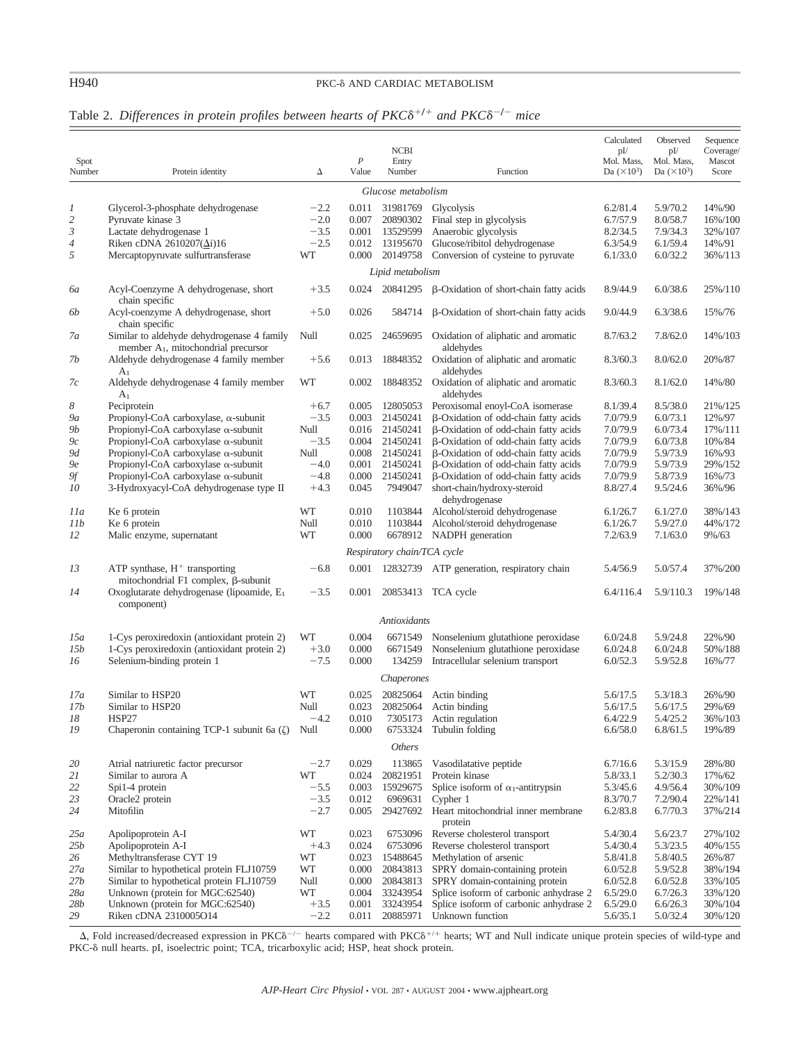Table 2. *Differences in protein profiles between hearts of PKCδ$^{+/+}$ and PKCδ$^{-/-}$ mice*

| Spot Number | Protein identity | Δ | *P* Value | NCBI Entry Number | Function | Calculated pI/ Mol. Mass, Da (×10$^3$) | Observed pI/ Mol. Mass, Da (×10$^3$) | Sequence Coverage/ Mascot Score |
|---|---|---|---|---|---|---|---|---|
| | | | | *Glucose metabolism* | | | | |
| *1* | Glycerol-3-phosphate dehydrogenase | −2.2 | 0.011 | 31981769 | Glycolysis | 6.2/81.4 | 5.9/70.2 | 14%/90 |
| *2* | Pyruvate kinase 3 | −2.0 | 0.007 | 20890302 | Final step in glycolysis | 6.7/57.9 | 8.0/58.7 | 16%/100 |
| *3* | Lactate dehydrogenase 1 | −3.5 | 0.001 | 13529599 | Anaerobic glycolysis | 8.2/34.5 | 7.9/34.3 | 32%/107 |
| *4* | Riken cDNA 2610207(Δi)16 | −2.5 | 0.012 | 13195670 | Glucose/ribitol dehydrogenase | 6.3/54.9 | 6.1/59.4 | 14%/91 |
| *5* | Mercaptopyruvate sulfurtransferase | WT | 0.000 | 20149758 | Conversion of cysteine to pyruvate | 6.1/33.0 | 6.0/32.2 | 36%/113 |
| | | | | *Lipid metabolism* | | | | |
| *6a* | Acyl-Coenzyme A dehydrogenase, short chain specific | +3.5 | 0.024 | 20841295 | β-Oxidation of short-chain fatty acids | 8.9/44.9 | 6.0/38.6 | 25%/110 |
| *6b* | Acyl-coenzyme A dehydrogenase, short chain specific | +5.0 | 0.026 | 584714 | β-Oxidation of short-chain fatty acids | 9.0/44.9 | 6.3/38.6 | 15%/76 |
| *7a* | Similar to aldehyde dehydrogenase 4 family member $A_1$, mitochondrial precursor | Null | 0.025 | 24659695 | Oxidation of aliphatic and aromatic aldehydes | 8.7/63.2 | 7.8/62.0 | 14%/103 |
| *7b* | Aldehyde dehydrogenase 4 family member $A_1$ | +5.6 | 0.013 | 18848352 | Oxidation of aliphatic and aromatic aldehydes | 8.3/60.3 | 8.0/62.0 | 20%/87 |
| *7c* | Aldehyde dehydrogenase 4 family member $A_1$ | WT | 0.002 | 18848352 | Oxidation of aliphatic and aromatic aldehydes | 8.3/60.3 | 8.1/62.0 | 14%/80 |
| *8* | Peciprotein | +6.7 | 0.005 | 12805053 | Peroxisomal enoyl-CoA isomerase | 8.1/39.4 | 8.5/38.0 | 21%/125 |
| *9a* | Propionyl-CoA carboxylase, α-subunit | −3.5 | 0.003 | 21450241 | β-Oxidation of odd-chain fatty acids | 7.0/79.9 | 6.0/73.1 | 12%/97 |
| *9b* | Propionyl-CoA carboxylase α-subunit | Null | 0.016 | 21450241 | β-Oxidation of odd-chain fatty acids | 7.0/79.9 | 6.0/73.4 | 17%/111 |
| *9c* | Propionyl-CoA carboxylase α-subunit | −3.5 | 0.004 | 21450241 | β-Oxidation of odd-chain fatty acids | 7.0/79.9 | 6.0/73.8 | 10%/84 |
| *9d* | Propionyl-CoA carboxylase α-subunit | Null | 0.008 | 21450241 | β-Oxidation of odd-chain fatty acids | 7.0/79.9 | 5.9/73.9 | 16%/93 |
| *9e* | Propionyl-CoA carboxylase α-subunit | −4.0 | 0.001 | 21450241 | β-Oxidation of odd-chain fatty acids | 7.0/79.9 | 5.9/73.9 | 29%/152 |
| *9f* | Propionyl-CoA carboxylase α-subunit | −4.8 | 0.000 | 21450241 | β-Oxidation of odd-chain fatty acids | 7.0/79.9 | 5.8/73.9 | 16%/73 |
| *10* | 3-Hydroxyacyl-CoA dehydrogenase type II | +4.3 | 0.045 | 7949047 | short-chain/hydroxy-steroid dehydrogenase | 8.8/27.4 | 9.5/24.6 | 36%/96 |
| *11a* | Ke 6 protein | WT | 0.010 | 1103844 | Alcohol/steroid dehydrogenase | 6.1/26.7 | 6.1/27.0 | 38%/143 |
| *11b* | Ke 6 protein | Null | 0.010 | 1103844 | Alcohol/steroid dehydrogenase | 6.1/26.7 | 5.9/27.0 | 44%/172 |
| *12* | Malic enzyme, supernatant | WT | 0.000 | 6678912 | NADPH generation | 7.2/63.9 | 7.1/63.0 | 9%/63 |
| | | | | *Respiratory chain/TCA cycle* | | | | |
| *13* | ATP synthase, $H^+$ transporting mitochondrial F1 complex, β-subunit | −6.8 | 0.001 | 12832739 | ATP generation, respiratory chain | 5.4/56.9 | 5.0/57.4 | 37%/200 |
| *14* | Oxoglutarate dehydrogenase (lipoamide, $E_1$ component) | −3.5 | 0.001 | 20853413 | TCA cycle | 6.4/116.4 | 5.9/110.3 | 19%/148 |
| | | | | *Antioxidants* | | | | |
| *15a* | 1-Cys peroxiredoxin (antioxidant protein 2) | WT | 0.004 | 6671549 | Nonselenium glutathione peroxidase | 6.0/24.8 | 5.9/24.8 | 22%/90 |
| *15b* | 1-Cys peroxiredoxin (antioxidant protein 2) | +3.0 | 0.000 | 6671549 | Nonselenium glutathione peroxidase | 6.0/24.8 | 6.0/24.8 | 50%/188 |
| *16* | Selenium-binding protein 1 | −7.5 | 0.000 | 134259 | Intracellular selenium transport | 6.0/52.3 | 5.9/52.8 | 16%/77 |
| | | | | *Chaperones* | | | | |
| *17a* | Similar to HSP20 | WT | 0.025 | 20825064 | Actin binding | 5.6/17.5 | 5.3/18.3 | 26%/90 |
| *17b* | Similar to HSP20 | Null | 0.023 | 20825064 | Actin binding | 5.6/17.5 | 5.6/17.5 | 29%/69 |
| *18* | HSP27 | −4.2 | 0.010 | 7305173 | Actin regulation | 6.4/22.9 | 5.4/25.2 | 36%/103 |
| *19* | Chaperonin containing TCP-1 subunit 6a (ζ) | Null | 0.000 | 6753324 | Tubulin folding | 6.6/58.0 | 6.8/61.5 | 19%/89 |
| | | | | *Others* | | | | |
| *20* | Atrial natriuretic factor precursor | −2.7 | 0.029 | 113865 | Vasodilatative peptide | 6.7/16.6 | 5.3/15.9 | 28%/80 |
| *21* | Similar to aurora A | WT | 0.024 | 20821951 | Protein kinase | 5.8/33.1 | 5.2/30.3 | 17%/62 |
| *22* | Spi1-4 protein | −5.5 | 0.003 | 15929675 | Splice isoform of $\alpha_1$-antitrypsin | 5.3/45.6 | 4.9/56.4 | 30%/109 |
| *23* | Oracle2 protein | −3.5 | 0.012 | 6969631 | Cypher 1 | 8.3/70.7 | 7.2/90.4 | 22%/141 |
| *24* | Mitofilin | −2.7 | 0.005 | 29427692 | Heart mitochondrial inner membrane protein | 6.2/83.8 | 6.7/70.3 | 37%/214 |
| *25a* | Apolipoprotein A-I | WT | 0.023 | 6753096 | Reverse cholesterol transport | 5.4/30.4 | 5.6/23.7 | 27%/102 |
| *25b* | Apolipoprotein A-I | +4.3 | 0.024 | 6753096 | Reverse cholesterol transport | 5.4/30.4 | 5.3/23.5 | 40%/155 |
| *26* | Methyltransferase CYT 19 | WT | 0.023 | 15488645 | Methylation of arsenic | 5.8/41.8 | 5.8/40.5 | 26%/87 |
| *27a* | Similar to hypothetical protein FLJ10759 | WT | 0.000 | 20843813 | SPRY domain-containing protein | 6.0/52.8 | 5.9/52.8 | 38%/194 |
| *27b* | Similar to hypothetical protein FLJ10759 | Null | 0.000 | 20843813 | SPRY domain-containing protein | 6.0/52.8 | 6.0/52.8 | 33%/105 |
| *28a* | Unknown (protein for MGC:62540) | WT | 0.004 | 33243954 | Splice isoform of carbonic anhydrase 2 | 6.5/29.0 | 6.7/26.3 | 33%/120 |
| *28b* | Unknown (protein for MGC:62540) | +3.5 | 0.001 | 33243954 | Splice isoform of carbonic anhydrase 2 | 6.5/29.0 | 6.6/26.3 | 30%/104 |
| *29* | Riken cDNA 2310005O14 | −2.2 | 0.011 | 20885971 | Unknown function | 5.6/35.1 | 5.0/32.4 | 30%/120 |

Δ, Fold increased/decreased expression in PKCδ$^{-/-}$ hearts compared with PKCδ$^{+/+}$ hearts; WT and Null indicate unique protein species of wild-type and PKC-δ null hearts. pI, isoelectric point; TCA, tricarboxylic acid; HSP, heat shock protein.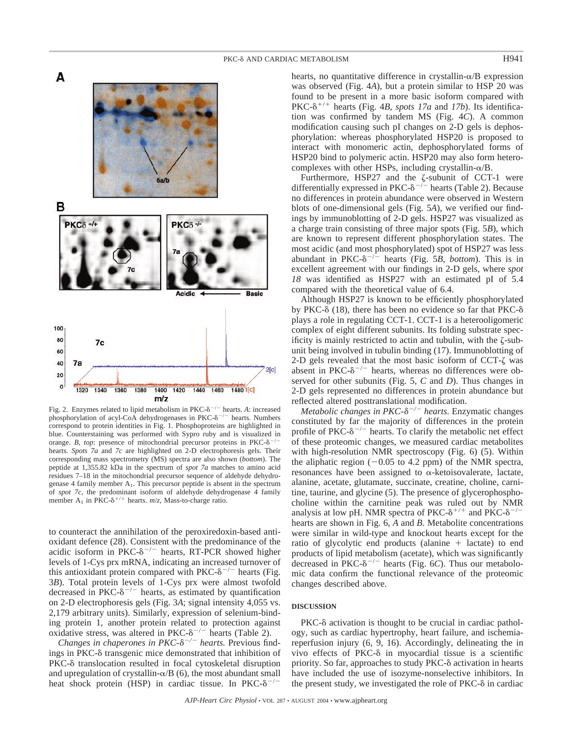Fig. 2. Enzymes related to lipid metabolism in PKC-δ$^{-/-}$ hearts. *A*: increased phosphorylation of acyl-CoA dehydrogenases in PKC-δ$^{-/-}$ hearts. Numbers correspond to protein identities in Fig. 1. Phosphoproteins are highlighted in blue. Counterstaining was performed with Sypro ruby and is visualized in orange. *B*, *top*: presence of mitochondrial precursor proteins in PKC-δ$^{-/-}$ hearts. *Spots 7a* and *7c* are highlighted on 2-D electrophoresis gels. Their corresponding mass spectrometry (MS) spectra are also shown (*bottom*). The peptide at 1,355.82 kDa in the spectrum of *spot 7a* matches to amino acid residues 7–18 in the mitochondrial precursor sequence of aldehyde dehydrogenase 4 family member $A_1$. This precursor peptide is absent in the spectrum of *spot 7c*, the predominant isoform of aldehyde dehydrogenase 4 family member $A_1$ in PKC-δ$^{+/+}$ hearts. *m/z*, Mass-to-charge ratio.

to counteract the annihilation of the peroxiredoxin-based antioxidant defence (28). Consistent with the predominance of the acidic isoform in PKC-δ$^{-/-}$ hearts, RT-PCR showed higher levels of 1-Cys prx mRNA, indicating an increased turnover of this antioxidant protein compared with PKC-δ$^{-/-}$ hearts (Fig. 3*B*). Total protein levels of 1-Cys prx were almost twofold decreased in PKC-δ$^{-/-}$ hearts, as estimated by quantification on 2-D electrophoresis gels (Fig. 3*A*; signal intensity 4,055 vs. 2,179 arbitrary units). Similarly, expression of selenium-binding protein 1, another protein related to protection against oxidative stress, was altered in PKC-δ$^{-/-}$ hearts (Table 2).

*Changes in chaperones in PKC-δ$^{-/-}$ hearts.* Previous findings in PKC-δ transgenic mice demonstrated that inhibition of PKC-δ translocation resulted in focal cytoskeletal disruption and upregulation of crystallin-α/B (6), the most abundant small heat shock protein (HSP) in cardiac tissue. In PKC-δ$^{-/-}$ hearts, no quantitative difference in crystallin-α/B expression was observed (Fig. 4*A*), but a protein similar to HSP 20 was found to be present in a more basic isoform compared with PKC-δ$^{+/+}$ hearts (Fig. 4*B*, *spots 17a* and *17b*). Its identification was confirmed by tandem MS (Fig. 4*C*). A common modification causing such pI changes on 2-D gels is dephosphorylation: whereas phosphorylated HSP20 is proposed to interact with monomeric actin, dephosphorylated forms of HSP20 bind to polymeric actin. HSP20 may also form heterocomplexes with other HSPs, including crystallin-α/B.

Furthermore, HSP27 and the ζ-subunit of CCT-1 were differentially expressed in PKC-δ$^{-/-}$ hearts (Table 2). Because no differences in protein abundance were observed in Western blots of one-dimensional gels (Fig. 5*A*), we verified our findings by immunoblotting of 2-D gels. HSP27 was visualized as a charge train consisting of three major spots (Fig. 5*B*), which are known to represent different phosphorylation states. The most acidic (and most phosphorylated) spot of HSP27 was less abundant in PKC-δ$^{-/-}$ hearts (Fig. 5*B*, *bottom*). This is in excellent agreement with our findings in 2-D gels, where *spot 18* was identified as HSP27 with an estimated pI of 5.4 compared with the theoretical value of 6.4.

Although HSP27 is known to be efficiently phosphorylated by PKC-δ (18), there has been no evidence so far that PKC-δ plays a role in regulating CCT-1. CCT-1 is a heterooligomeric complex of eight different subunits. Its folding substrate specificity is mainly restricted to actin and tubulin, with the ζ-subunit being involved in tubulin binding (17). Immunoblotting of 2-D gels revealed that the most basic isoform of CCT-ζ was absent in PKC-δ$^{-/-}$ hearts, whereas no differences were observed for other subunits (Fig. 5, *C* and *D*). Thus changes in 2-D gels represented no differences in protein abundance but reflected altered posttranslational modification.

*Metabolic changes in PKC-δ$^{-/-}$ hearts.* Enzymatic changes constituted by far the majority of differences in the protein profile of PKC-δ$^{-/-}$ hearts. To clarify the metabolic net effect of these proteomic changes, we measured cardiac metabolites with high-resolution NMR spectroscopy (Fig. 6) (5). Within the aliphatic region (−0.05 to 4.2 ppm) of the NMR spectra, resonances have been assigned to α-ketoisovalerate, lactate, alanine, acetate, glutamate, succinate, creatine, choline, carnitine, taurine, and glycine (5). The presence of glycerophosphocholine within the carnitine peak was ruled out by NMR analysis at low pH. NMR spectra of PKC-δ$^{+/+}$ and PKC-δ$^{-/-}$ hearts are shown in Fig. 6, *A* and *B*. Metabolite concentrations were similar in wild-type and knockout hearts except for the ratio of glycolytic end products (alanine + lactate) to end products of lipid metabolism (acetate), which was significantly decreased in PKC-δ$^{-/-}$ hearts (Fig. 6*C*). Thus our metabolomic data confirm the functional relevance of the proteomic changes described above.

## DISCUSSION

PKC-δ activation is thought to be crucial in cardiac pathology, such as cardiac hypertrophy, heart failure, and ischemia-reperfusion injury (6, 9, 16). Accordingly, delineating the in vivo effects of PKC-δ in myocardial tissue is a scientific priority. So far, approaches to study PKC-δ activation in hearts have included the use of isozyme-nonselective inhibitors. In the present study, we investigated the role of PKC-δ in cardiac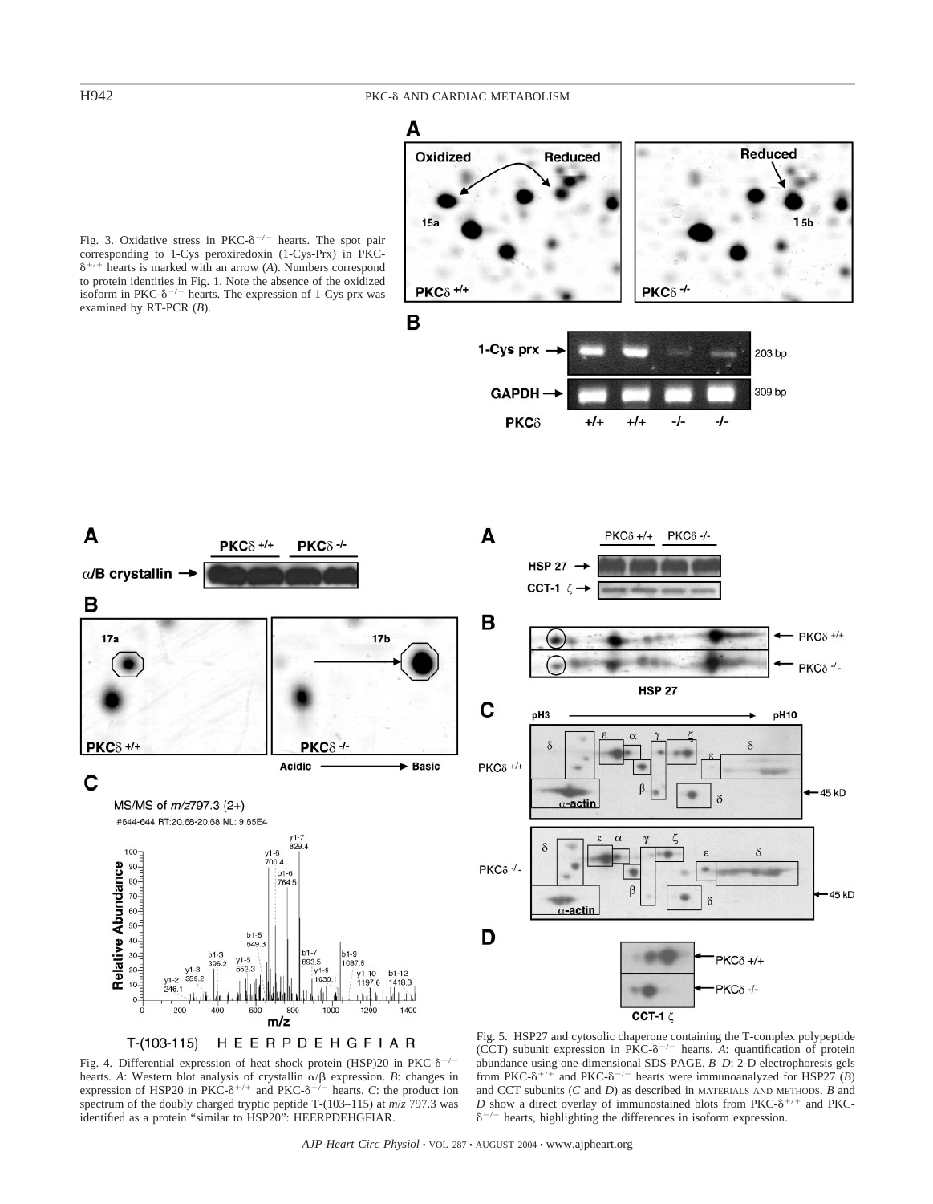Fig. 3. Oxidative stress in PKC-$\delta^{-/-}$ hearts. The spot pair corresponding to 1-Cys peroxiredoxin (1-Cys-Prx) in PKC-$\delta^{+/+}$ hearts is marked with an arrow (*A*). Numbers correspond to protein identities in Fig. 1. Note the absence of the oxidized isoform in PKC-$\delta^{-/-}$ hearts. The expression of 1-Cys prx was examined by RT-PCR (*B*).

Fig. 4. Differential expression of heat shock protein (HSP)20 in PKC-$\delta^{-/-}$ hearts. *A*: Western blot analysis of crystallin $\alpha/\beta$ expression. *B*: changes in expression of HSP20 in PKC-$\delta^{+/+}$ and PKC-$\delta^{-/-}$ hearts. *C*: the product ion spectrum of the doubly charged tryptic peptide T-(103–115) at *m/z* 797.3 was identified as a protein "similar to HSP20": HEERPDEHGFIAR.

Fig. 5. HSP27 and cytosolic chaperone containing the T-complex polypeptide (CCT) subunit expression in PKC-$\delta^{-/-}$ hearts. *A*: quantification of protein abundance using one-dimensional SDS-PAGE. *B*–*D*: 2-D electrophoresis gels from PKC-$\delta^{+/+}$ and PKC-$\delta^{-/-}$ hearts were immunoanalyzed for HSP27 (*B*) and CCT subunits (*C* and *D*) as described in MATERIALS AND METHODS. *B* and *D* show a direct overlay of immunostained blots from PKC-$\delta^{+/+}$ and PKC-$\delta^{-/-}$ hearts, highlighting the differences in isoform expression.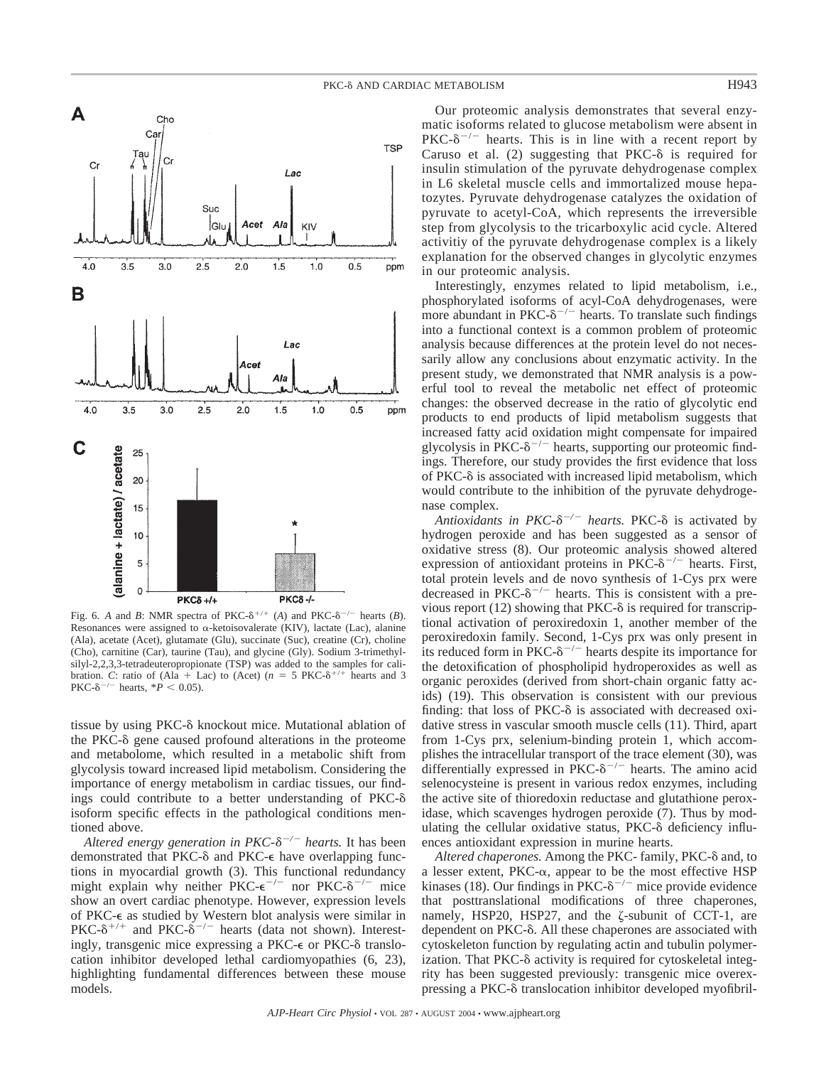Fig. 6. *A* and *B*: NMR spectra of PKC-δ$^{+/+}$ (*A*) and PKC-δ$^{-/-}$ hearts (*B*). Resonances were assigned to α-ketoisovalerate (KIV), lactate (Lac), alanine (Ala), acetate (Acet), glutamate (Glu), succinate (Suc), creatine (Cr), choline (Cho), carnitine (Car), taurine (Tau), and glycine (Gly). Sodium 3-trimethylsilyl-2,2,3,3-tetradeuteropropionate (TSP) was added to the samples for calibration. *C*: ratio of (Ala + Lac) to (Acet) ($n = 5$ PKC-δ$^{+/+}$ hearts and 3 PKC-δ$^{-/-}$ hearts, $^*P < 0.05$).

tissue by using PKC-δ knockout mice. Mutational ablation of the PKC-δ gene caused profound alterations in the proteome and metabolome, which resulted in a metabolic shift from glycolysis toward increased lipid metabolism. Considering the importance of energy metabolism in cardiac tissues, our findings could contribute to a better understanding of PKC-δ isoform specific effects in the pathological conditions mentioned above.

*Altered energy generation in PKC-δ$^{-/-}$ hearts.* It has been demonstrated that PKC-δ and PKC-ε have overlapping functions in myocardial growth (3). This functional redundancy might explain why neither PKC-ε$^{-/-}$ nor PKC-δ$^{-/-}$ mice show an overt cardiac phenotype. However, expression levels of PKC-ε as studied by Western blot analysis were similar in PKC-δ$^{+/+}$ and PKC-δ$^{-/-}$ hearts (data not shown). Interestingly, transgenic mice expressing a PKC-ε or PKC-δ translocation inhibitor developed lethal cardiomyopathies (6, 23), highlighting fundamental differences between these mouse models.

Our proteomic analysis demonstrates that several enzymatic isoforms related to glucose metabolism were absent in PKC-δ$^{-/-}$ hearts. This is in line with a recent report by Caruso et al. (2) suggesting that PKC-δ is required for insulin stimulation of the pyruvate dehydrogenase complex in L6 skeletal muscle cells and immortalized mouse hepatozytes. Pyruvate dehydrogenase catalyzes the oxidation of pyruvate to acetyl-CoA, which represents the irreversible step from glycolysis to the tricarboxylic acid cycle. Altered activitiy of the pyruvate dehydrogenase complex is a likely explanation for the observed changes in glycolytic enzymes in our proteomic analysis.

Interestingly, enzymes related to lipid metabolism, i.e., phosphorylated isoforms of acyl-CoA dehydrogenases, were more abundant in PKC-δ$^{-/-}$ hearts. To translate such findings into a functional context is a common problem of proteomic analysis because differences at the protein level do not necessarily allow any conclusions about enzymatic activity. In the present study, we demonstrated that NMR analysis is a powerful tool to reveal the metabolic net effect of proteomic changes: the observed decrease in the ratio of glycolytic end products to end products of lipid metabolism suggests that increased fatty acid oxidation might compensate for impaired glycolysis in PKC-δ$^{-/-}$ hearts, supporting our proteomic findings. Therefore, our study provides the first evidence that loss of PKC-δ is associated with increased lipid metabolism, which would contribute to the inhibition of the pyruvate dehydrogenase complex.

*Antioxidants in PKC-δ$^{-/-}$ hearts.* PKC-δ is activated by hydrogen peroxide and has been suggested as a sensor of oxidative stress (8). Our proteomic analysis showed altered expression of antioxidant proteins in PKC-δ$^{-/-}$ hearts. First, total protein levels and de novo synthesis of 1-Cys prx were decreased in PKC-δ$^{-/-}$ hearts. This is consistent with a previous report (12) showing that PKC-δ is required for transcriptional activation of peroxiredoxin 1, another member of the peroxiredoxin family. Second, 1-Cys prx was only present in its reduced form in PKC-δ$^{-/-}$ hearts despite its importance for the detoxification of phospholipid hydroperoxides as well as organic peroxides (derived from short-chain organic fatty acids) (19). This observation is consistent with our previous finding: that loss of PKC-δ is associated with decreased oxidative stress in vascular smooth muscle cells (11). Third, apart from 1-Cys prx, selenium-binding protein 1, which accomplishes the intracellular transport of the trace element (30), was differentially expressed in PKC-δ$^{-/-}$ hearts. The amino acid selenocysteine is present in various redox enzymes, including the active site of thioredoxin reductase and glutathione peroxidase, which scavenges hydrogen peroxide (7). Thus by modulating the cellular oxidative status, PKC-δ deficiency influences antioxidant expression in murine hearts.

*Altered chaperones.* Among the PKC- family, PKC-δ and, to a lesser extent, PKC-α, appear to be the most effective HSP kinases (18). Our findings in PKC-δ$^{-/-}$ mice provide evidence that posttranslational modifications of three chaperones, namely, HSP20, HSP27, and the ζ-subunit of CCT-1, are dependent on PKC-δ. All these chaperones are associated with cytoskeleton function by regulating actin and tubulin polymerization. That PKC-δ activity is required for cytoskeletal integrity has been suggested previously: transgenic mice overexpressing a PKC-δ translocation inhibitor developed myofibril-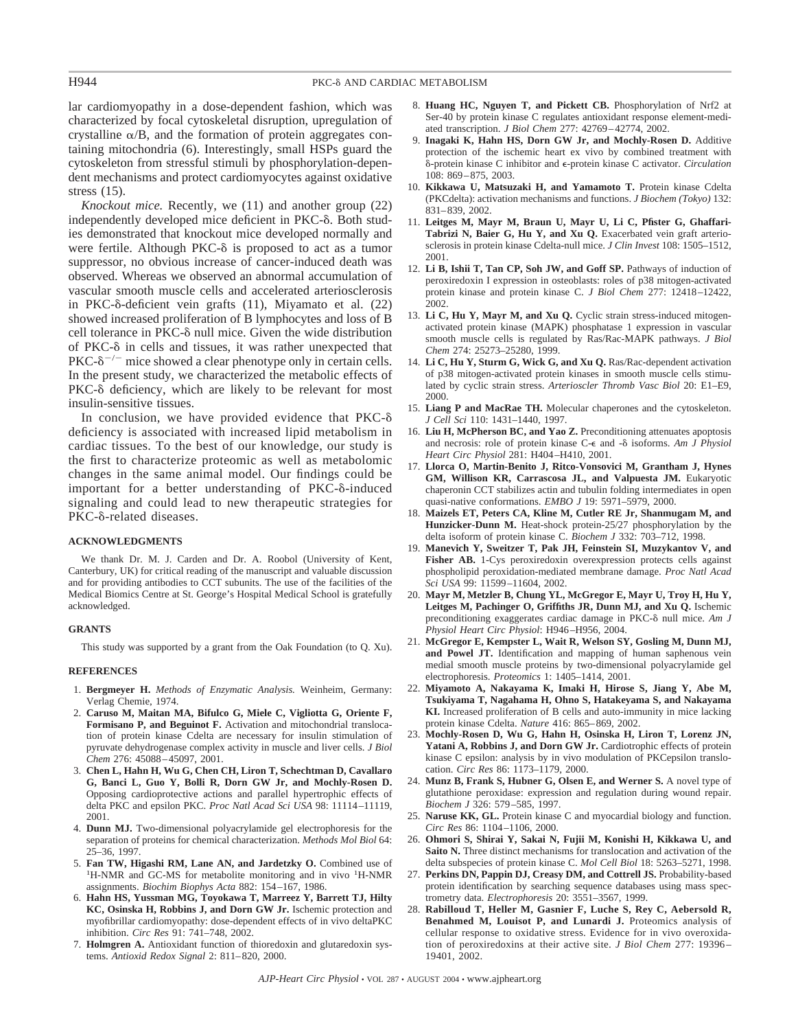lar cardiomyopathy in a dose-dependent fashion, which was characterized by focal cytoskeletal disruption, upregulation of crystalline $\alpha$/B, and the formation of protein aggregates containing mitochondria (6). Interestingly, small HSPs guard the cytoskeleton from stressful stimuli by phosphorylation-dependent mechanisms and protect cardiomyocytes against oxidative stress (15).

*Knockout mice.* Recently, we (11) and another group (22) independently developed mice deficient in PKC-$\delta$. Both studies demonstrated that knockout mice developed normally and were fertile. Although PKC-$\delta$ is proposed to act as a tumor suppressor, no obvious increase of cancer-induced death was observed. Whereas we observed an abnormal accumulation of vascular smooth muscle cells and accelerated arteriosclerosis in PKC-$\delta$-deficient vein grafts (11), Miyamato et al. (22) showed increased proliferation of B lymphocytes and loss of B cell tolerance in PKC-$\delta$ null mice. Given the wide distribution of PKC-$\delta$ in cells and tissues, it was rather unexpected that PKC-$\delta^{-/-}$ mice showed a clear phenotype only in certain cells. In the present study, we characterized the metabolic effects of PKC-$\delta$ deficiency, which are likely to be relevant for most insulin-sensitive tissues.

In conclusion, we have provided evidence that PKC-$\delta$ deficiency is associated with increased lipid metabolism in cardiac tissues. To the best of our knowledge, our study is the first to characterize proteomic as well as metabolomic changes in the same animal model. Our findings could be important for a better understanding of PKC-$\delta$-induced signaling and could lead to new therapeutic strategies for PKC-$\delta$-related diseases.

## ACKNOWLEDGMENTS

We thank Dr. M. J. Carden and Dr. A. Roobol (University of Kent, Canterbury, UK) for critical reading of the manuscript and valuable discussion and for providing antibodies to CCT subunits. The use of the facilities of the Medical Biomics Centre at St. George's Hospital Medical School is gratefully acknowledged.

## GRANTS

This study was supported by a grant from the Oak Foundation (to Q. Xu).

## REFERENCES

1. **Bergmeyer H.** *Methods of Enzymatic Analysis.* Weinheim, Germany: Verlag Chemie, 1974.
2. **Caruso M, Maitan MA, Bifulco G, Miele C, Vigliotta G, Oriente F, Formisano P, and Beguinot F.** Activation and mitochondrial translocation of protein kinase Cdelta are necessary for insulin stimulation of pyruvate dehydrogenase complex activity in muscle and liver cells. *J Biol Chem* 276: 45088–45097, 2001.
3. **Chen L, Hahn H, Wu G, Chen CH, Liron T, Schechtman D, Cavallaro G, Banci L, Guo Y, Bolli R, Dorn GW Jr, and Mochly-Rosen D.** Opposing cardioprotective actions and parallel hypertrophic effects of delta PKC and epsilon PKC. *Proc Natl Acad Sci USA* 98: 11114–11119, 2001.
4. **Dunn MJ.** Two-dimensional polyacrylamide gel electrophoresis for the separation of proteins for chemical characterization. *Methods Mol Biol* 64: 25–36, 1997.
5. **Fan TW, Higashi RM, Lane AN, and Jardetzky O.** Combined use of $^1$H-NMR and GC-MS for metabolite monitoring and in vivo $^1$H-NMR assignments. *Biochim Biophys Acta* 882: 154–167, 1986.
6. **Hahn HS, Yussman MG, Toyokawa T, Marreez Y, Barrett TJ, Hilty KC, Osinska H, Robbins J, and Dorn GW Jr.** Ischemic protection and myofibrillar cardiomyopathy: dose-dependent effects of in vivo deltaPKC inhibition. *Circ Res* 91: 741–748, 2002.
7. **Holmgren A.** Antioxidant function of thioredoxin and glutaredoxin systems. *Antioxid Redox Signal* 2: 811–820, 2000.
8. **Huang HC, Nguyen T, and Pickett CB.** Phosphorylation of Nrf2 at Ser-40 by protein kinase C regulates antioxidant response element-mediated transcription. *J Biol Chem* 277: 42769–42774, 2002.
9. **Inagaki K, Hahn HS, Dorn GW Jr, and Mochly-Rosen D.** Additive protection of the ischemic heart ex vivo by combined treatment with $\delta$-protein kinase C inhibitor and $\epsilon$-protein kinase C activator. *Circulation* 108: 869–875, 2003.
10. **Kikkawa U, Matsuzaki H, and Yamamoto T.** Protein kinase Cdelta (PKCdelta): activation mechanisms and functions. *J Biochem (Tokyo)* 132: 831–839, 2002.
11. **Leitges M, Mayr M, Braun U, Mayr U, Li C, Pfister G, Ghaffari-Tabrizi N, Baier G, Hu Y, and Xu Q.** Exacerbated vein graft arteriosclerosis in protein kinase Cdelta-null mice. *J Clin Invest* 108: 1505–1512, 2001.
12. **Li B, Ishii T, Tan CP, Soh JW, and Goff SP.** Pathways of induction of peroxiredoxin I expression in osteoblasts: roles of p38 mitogen-activated protein kinase and protein kinase C. *J Biol Chem* 277: 12418–12422, 2002.
13. **Li C, Hu Y, Mayr M, and Xu Q.** Cyclic strain stress-induced mitogen-activated protein kinase (MAPK) phosphatase 1 expression in vascular smooth muscle cells is regulated by Ras/Rac-MAPK pathways. *J Biol Chem* 274: 25273–25280, 1999.
14. **Li C, Hu Y, Sturm G, Wick G, and Xu Q.** Ras/Rac-dependent activation of p38 mitogen-activated protein kinases in smooth muscle cells stimulated by cyclic strain stress. *Arterioscler Thromb Vasc Biol* 20: E1–E9, 2000.
15. **Liang P and MacRae TH.** Molecular chaperones and the cytoskeleton. *J Cell Sci* 110: 1431–1440, 1997.
16. **Liu H, McPherson BC, and Yao Z.** Preconditioning attenuates apoptosis and necrosis: role of protein kinase C-$\epsilon$ and -$\delta$ isoforms. *Am J Physiol Heart Circ Physiol* 281: H404–H410, 2001.
17. **Llorca O, Martin-Benito J, Ritco-Vonsovici M, Grantham J, Hynes GM, Willison KR, Carrascosa JL, and Valpuesta JM.** Eukaryotic chaperonin CCT stabilizes actin and tubulin folding intermediates in open quasi-native conformations. *EMBO J* 19: 5971–5979, 2000.
18. **Maizels ET, Peters CA, Kline M, Cutler RE Jr, Shanmugam M, and Hunzicker-Dunn M.** Heat-shock protein-25/27 phosphorylation by the delta isoform of protein kinase C. *Biochem J* 332: 703–712, 1998.
19. **Manevich Y, Sweitzer T, Pak JH, Feinstein SI, Muzykantov V, and Fisher AB.** 1-Cys peroxiredoxin overexpression protects cells against phospholipid peroxidation-mediated membrane damage. *Proc Natl Acad Sci USA* 99: 11599–11604, 2002.
20. **Mayr M, Metzler B, Chung YL, McGregor E, Mayr U, Troy H, Hu Y, Leitges M, Pachinger O, Griffiths JR, Dunn MJ, and Xu Q.** Ischemic preconditioning exaggerates cardiac damage in PKC-$\delta$ null mice. *Am J Physiol Heart Circ Physiol*: H946–H956, 2004.
21. **McGregor E, Kempster L, Wait R, Welson SY, Gosling M, Dunn MJ, and Powel JT.** Identification and mapping of human saphenous vein medial smooth muscle proteins by two-dimensional polyacrylamide gel electrophoresis. *Proteomics* 1: 1405–1414, 2001.
22. **Miyamoto A, Nakayama K, Imaki H, Hirose S, Jiang Y, Abe M, Tsukiyama T, Nagahama H, Ohno S, Hatakeyama S, and Nakayama KI.** Increased proliferation of B cells and auto-immunity in mice lacking protein kinase Cdelta. *Nature* 416: 865–869, 2002.
23. **Mochly-Rosen D, Wu G, Hahn H, Osinska H, Liron T, Lorenz JN, Yatani A, Robbins J, and Dorn GW Jr.** Cardiotrophic effects of protein kinase C epsilon: analysis by in vivo modulation of PKCepsilon translocation. *Circ Res* 86: 1173–1179, 2000.
24. **Munz B, Frank S, Hubner G, Olsen E, and Werner S.** A novel type of glutathione peroxidase: expression and regulation during wound repair. *Biochem J* 326: 579–585, 1997.
25. **Naruse KK, GL.** Protein kinase C and myocardial biology and function. *Circ Res* 86: 1104–1106, 2000.
26. **Ohmori S, Shirai Y, Sakai N, Fujii M, Konishi H, Kikkawa U, and Saito N.** Three distinct mechanisms for translocation and activation of the delta subspecies of protein kinase C. *Mol Cell Biol* 18: 5263–5271, 1998.
27. **Perkins DN, Pappin DJ, Creasy DM, and Cottrell JS.** Probability-based protein identification by searching sequence databases using mass spectrometry data. *Electrophoresis* 20: 3551–3567, 1999.
28. **Rabilloud T, Heller M, Gasnier F, Luche S, Rey C, Aebersold R, Benahmed M, Louisot P, and Lunardi J.** Proteomics analysis of cellular response to oxidative stress. Evidence for in vivo overoxidation of peroxiredoxins at their active site. *J Biol Chem* 277: 19396–19401, 2002.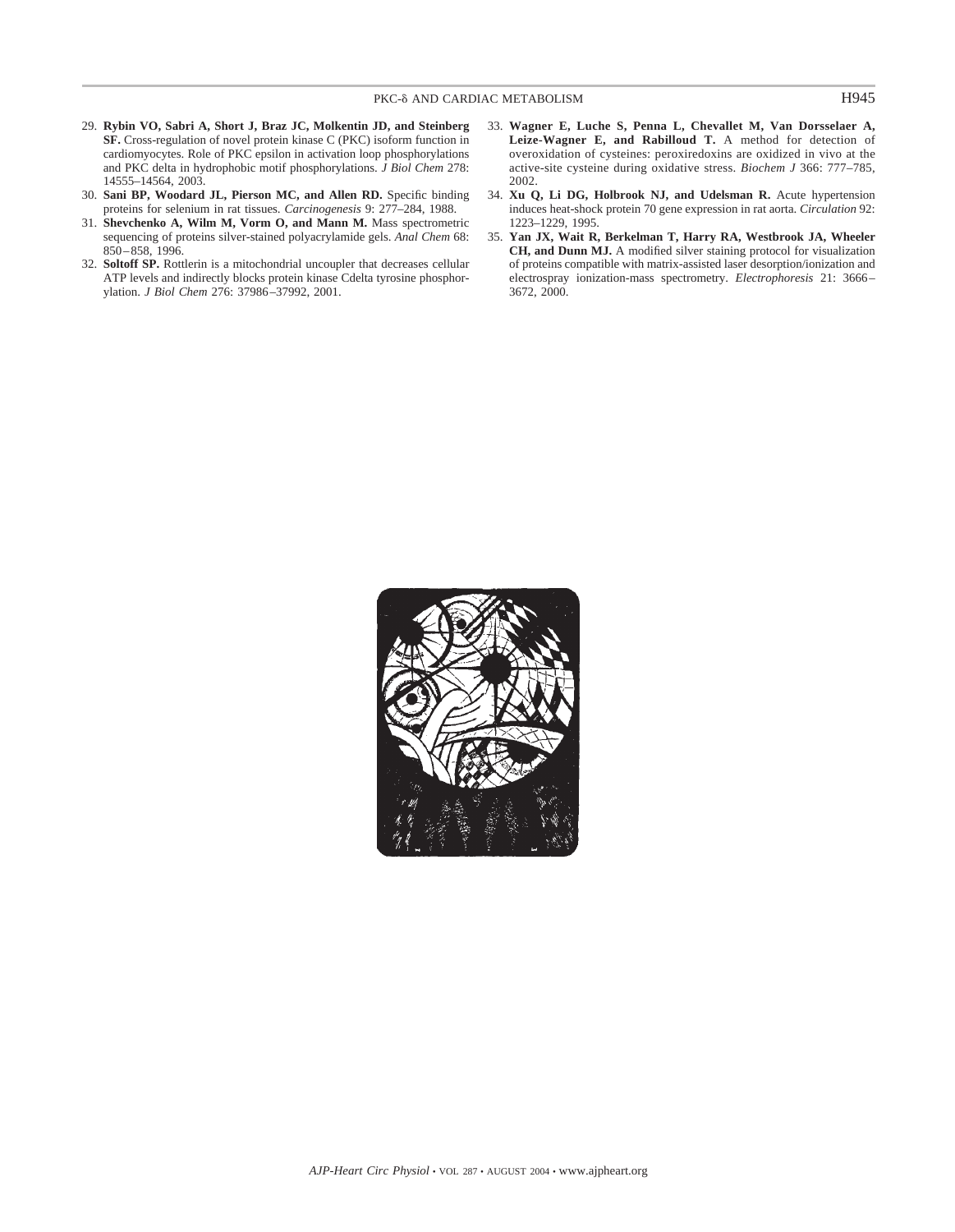29. **Rybin VO, Sabri A, Short J, Braz JC, Molkentin JD, and Steinberg SF.** Cross-regulation of novel protein kinase C (PKC) isoform function in cardiomyocytes. Role of PKC epsilon in activation loop phosphorylations and PKC delta in hydrophobic motif phosphorylations. *J Biol Chem* 278: 14555–14564, 2003.
30. **Sani BP, Woodard JL, Pierson MC, and Allen RD.** Specific binding proteins for selenium in rat tissues. *Carcinogenesis* 9: 277–284, 1988.
31. **Shevchenko A, Wilm M, Vorm O, and Mann M.** Mass spectrometric sequencing of proteins silver-stained polyacrylamide gels. *Anal Chem* 68: 850–858, 1996.
32. **Soltoff SP.** Rottlerin is a mitochondrial uncoupler that decreases cellular ATP levels and indirectly blocks protein kinase Cdelta tyrosine phosphorylation. *J Biol Chem* 276: 37986–37992, 2001.
33. **Wagner E, Luche S, Penna L, Chevallet M, Van Dorsselaer A, Leize-Wagner E, and Rabilloud T.** A method for detection of overoxidation of cysteines: peroxiredoxins are oxidized in vivo at the active-site cysteine during oxidative stress. *Biochem J* 366: 777–785, 2002.
34. **Xu Q, Li DG, Holbrook NJ, and Udelsman R.** Acute hypertension induces heat-shock protein 70 gene expression in rat aorta. *Circulation* 92: 1223–1229, 1995.
35. **Yan JX, Wait R, Berkelman T, Harry RA, Westbrook JA, Wheeler CH, and Dunn MJ.** A modified silver staining protocol for visualization of proteins compatible with matrix-assisted laser desorption/ionization and electrospray ionization-mass spectrometry. *Electrophoresis* 21: 3666–3672, 2000.